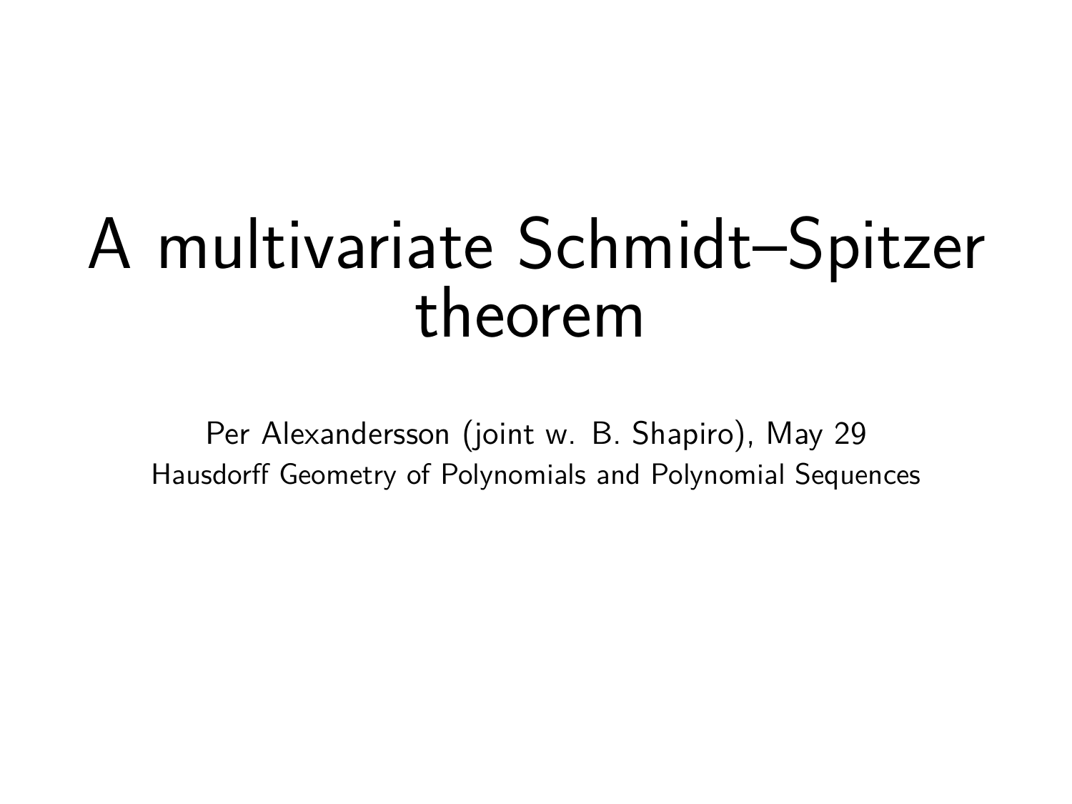# A multivariate Schmidt–Spitzer theorem

Per Alexandersson (joint w. B. Shapiro), May 29

Hausdorff Geometry of Polynomials and Polynomial Sequences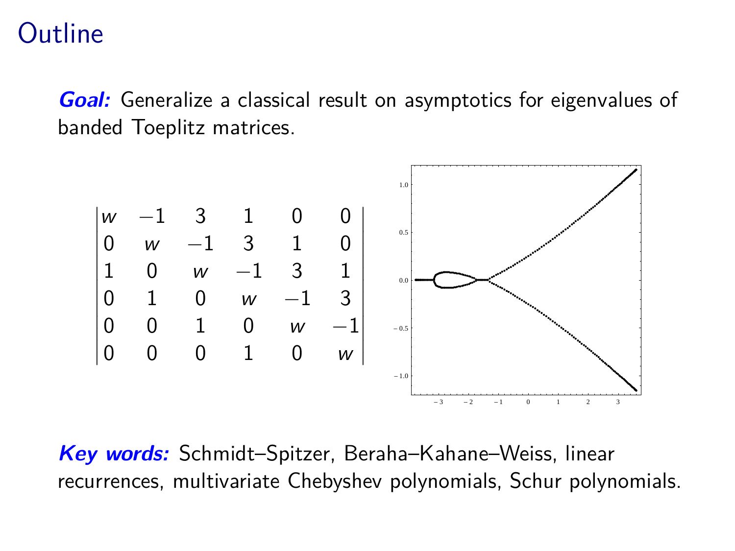# Outline

***Goal:*** Generalize a classical result on asymptotics for eigenvalues of banded Toeplitz matrices.

$$
\begin{vmatrix}
w & -1 & 3 & 1 & 0 & 0 \\
0 & w & -1 & 3 & 1 & 0 \\
1 & 0 & w & -1 & 3 & 1 \\
0 & 1 & 0 & w & -1 & 3 \\
0 & 0 & 1 & 0 & w & -1 \\
0 & 0 & 0 & 1 & 0 & w
\end{vmatrix}
$$

***Key words:*** Schmidt–Spitzer, Beraha–Kahane–Weiss, linear recurrences, multivariate Chebyshev polynomials, Schur polynomials.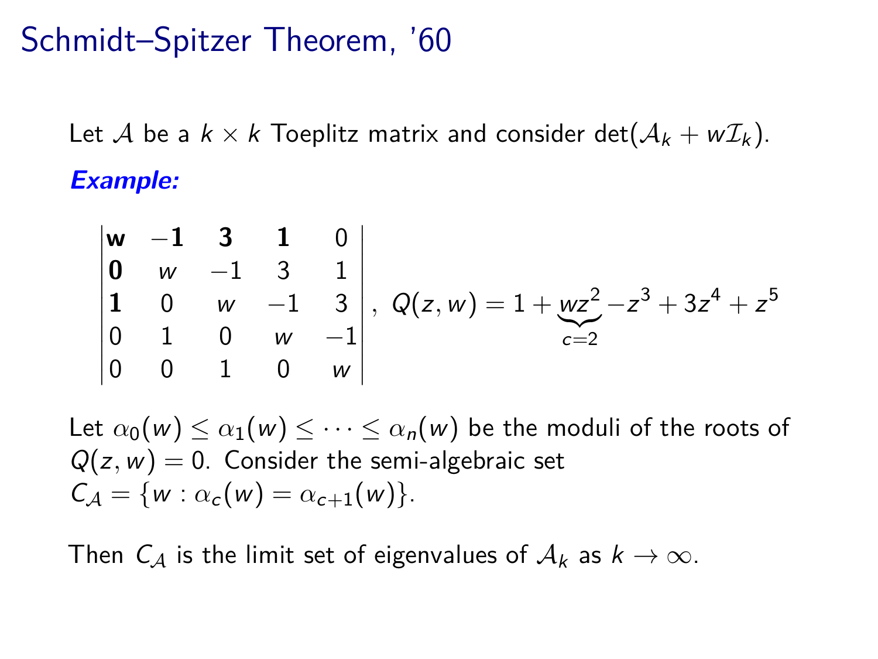# Schmidt–Spitzer Theorem, '60

Let $\mathcal{A}$ be a $k \times k$ Toeplitz matrix and consider $\det(\mathcal{A}_k + w\mathcal{I}_k)$.

***Example:***

$$\begin{vmatrix} \mathbf{w} & \mathbf{-1} & \mathbf{3} & \mathbf{1} & 0 \\ \mathbf{0} & w & -1 & 3 & 1 \\ \mathbf{1} & 0 & w & -1 & 3 \\ 0 & 1 & 0 & w & -1 \\ 0 & 0 & 1 & 0 & w \end{vmatrix}, \quad Q(z,w) = 1 + \underbrace{wz^2}_{c=2} - z^3 + 3z^4 + z^5$$

Let $\alpha_0(w) \leq \alpha_1(w) \leq \cdots \leq \alpha_n(w)$ be the moduli of the roots of $Q(z,w) = 0$. Consider the semi-algebraic set $C_{\mathcal{A}} = \{w : \alpha_c(w) = \alpha_{c+1}(w)\}$.

Then $C_{\mathcal{A}}$ is the limit set of eigenvalues of $\mathcal{A}_k$ as $k \to \infty$.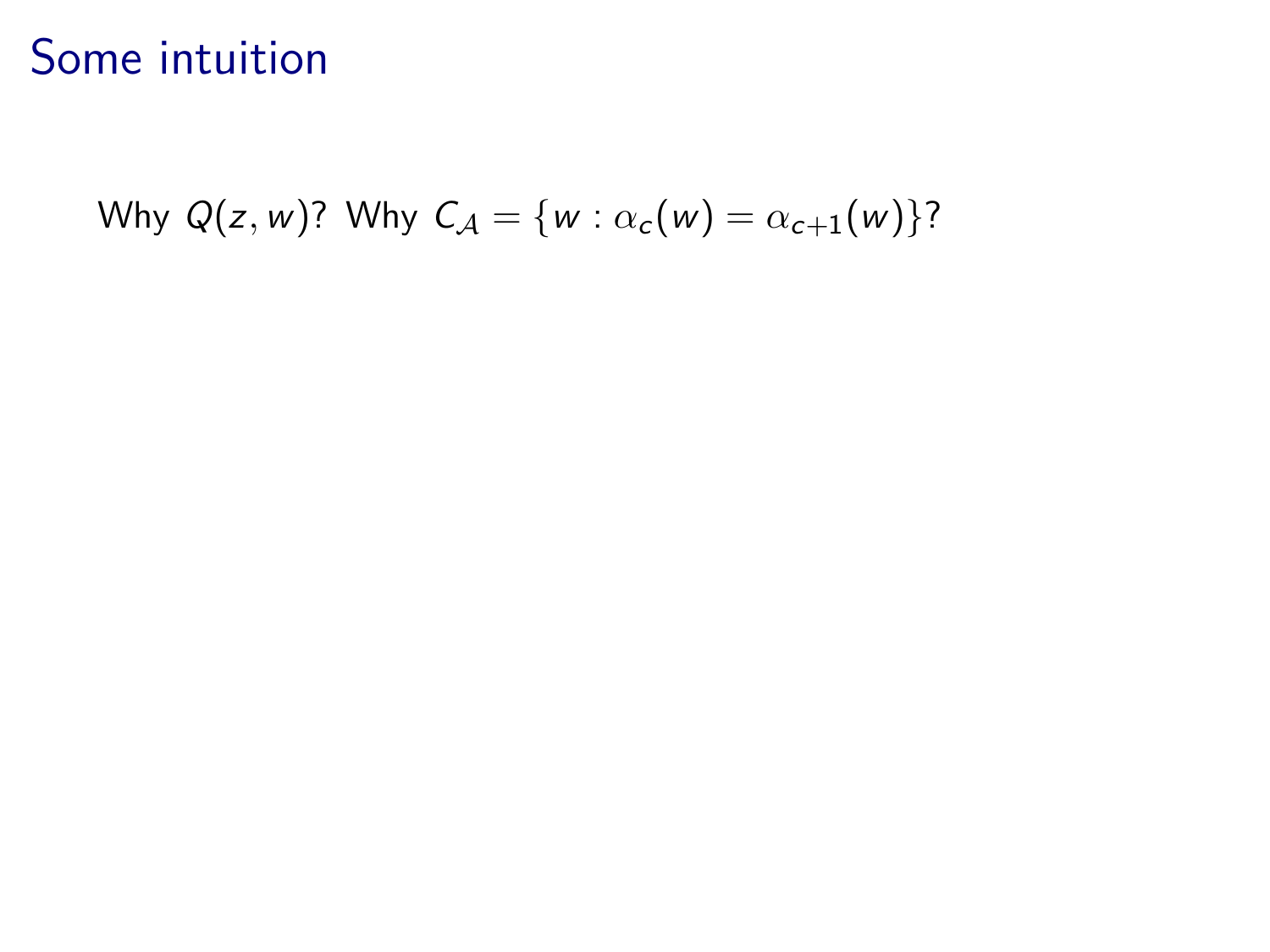# Some intuition

Why $Q(z, w)$? Why $C_{\mathcal{A}} = \{w : \alpha_c(w) = \alpha_{c+1}(w)\}$?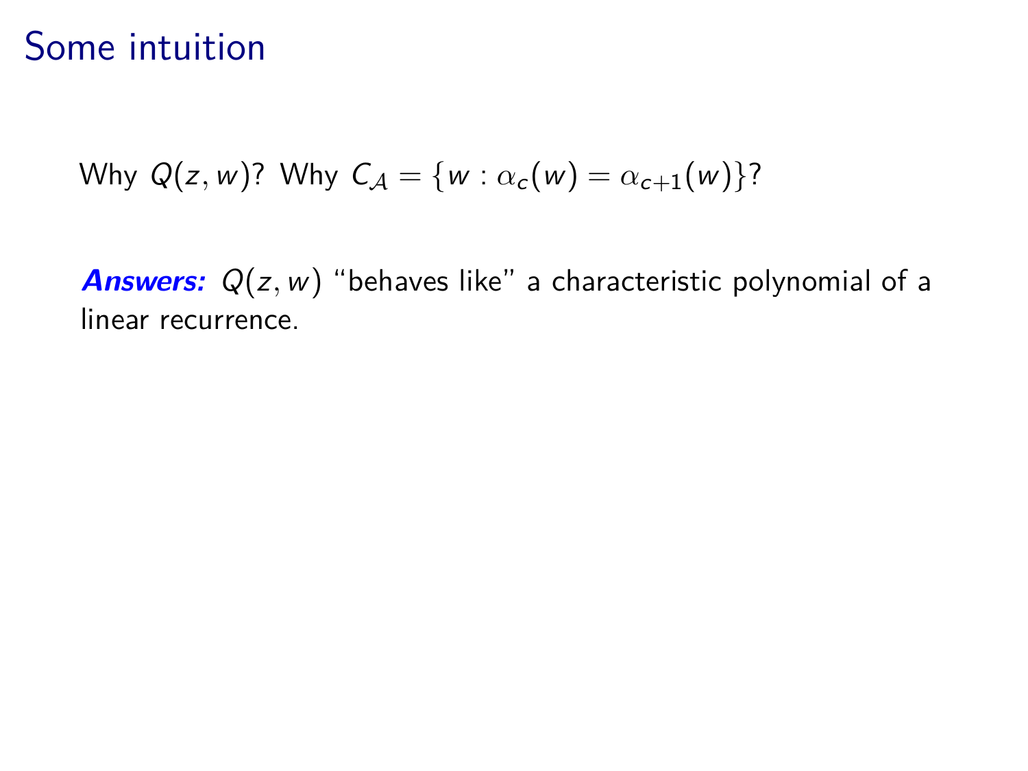# Some intuition

Why $Q(z, w)$? Why $C_{\mathcal{A}} = \{w : \alpha_c(w) = \alpha_{c+1}(w)\}$?

***Answers:*** $Q(z, w)$ "behaves like" a characteristic polynomial of a linear recurrence.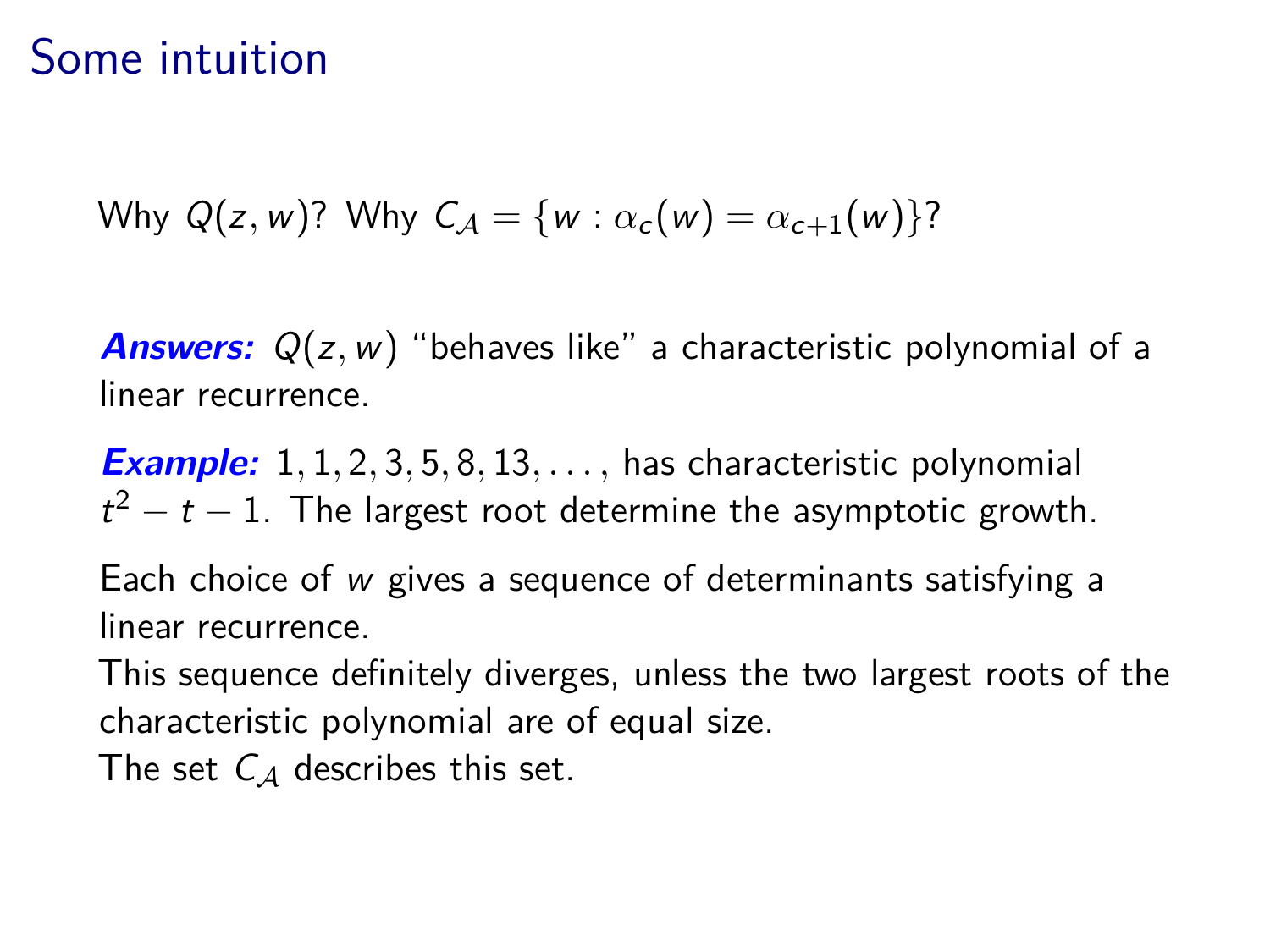# Some intuition

Why $Q(z,w)$? Why $C_{\mathcal{A}} = \{w : \alpha_c(w) = \alpha_{c+1}(w)\}$?

***Answers:*** $Q(z,w)$ "behaves like" a characteristic polynomial of a linear recurrence.

***Example:*** $1, 1, 2, 3, 5, 8, 13, \ldots,$ has characteristic polynomial $t^2 - t - 1$. The largest root determine the asymptotic growth.

Each choice of $w$ gives a sequence of determinants satisfying a linear recurrence.
This sequence definitely diverges, unless the two largest roots of the characteristic polynomial are of equal size.
The set $C_{\mathcal{A}}$ describes this set.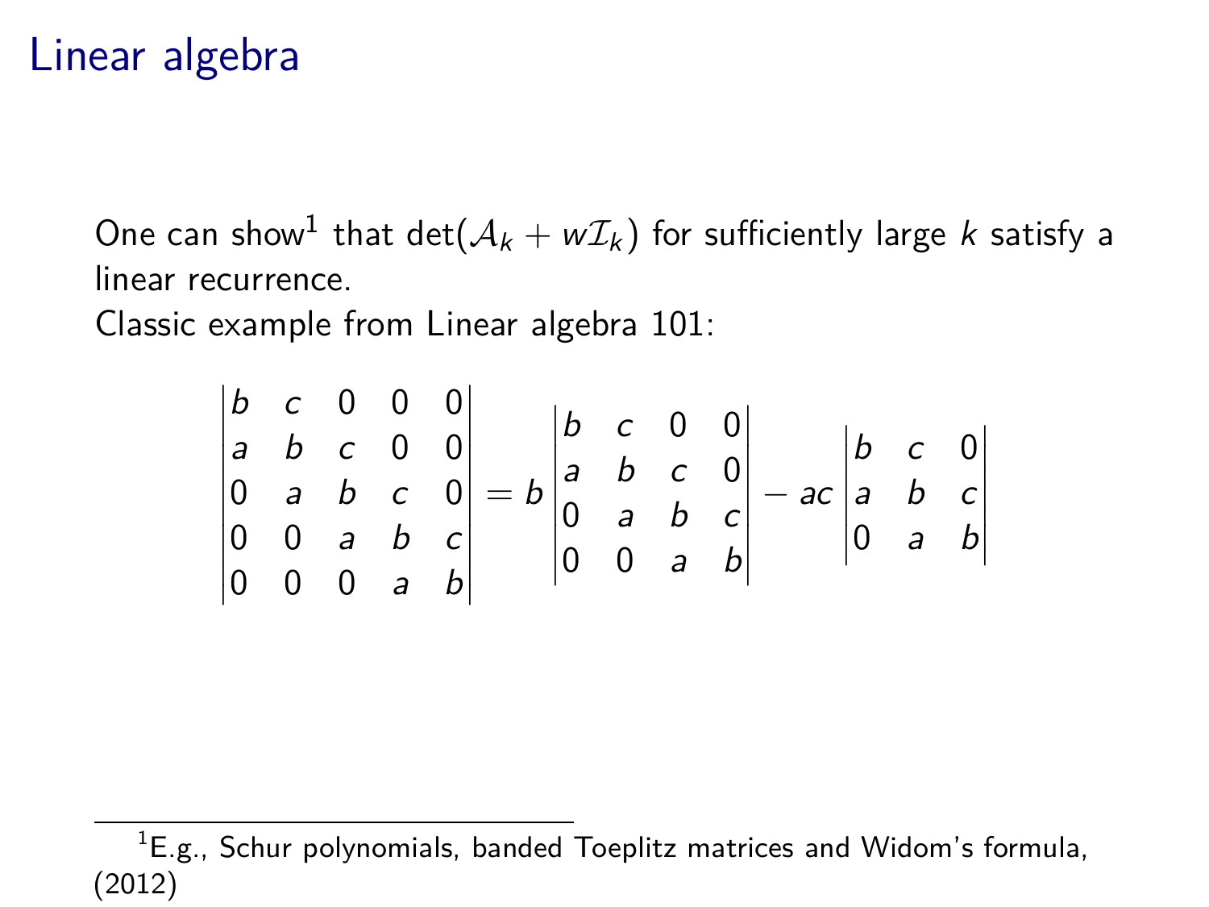# Linear algebra

One can show[1] that $\det(\mathcal{A}_k + w\mathcal{I}_k)$ for sufficiently large $k$ satisfy a linear recurrence.

Classic example from Linear algebra 101:

$$
\begin{vmatrix}
b & c & 0 & 0 & 0 \\
a & b & c & 0 & 0 \\
0 & a & b & c & 0 \\
0 & 0 & a & b & c \\
0 & 0 & 0 & a & b
\end{vmatrix}
= b
\begin{vmatrix}
b & c & 0 & 0 \\
a & b & c & 0 \\
0 & a & b & c \\
0 & 0 & a & b
\end{vmatrix}
- ac
\begin{vmatrix}
b & c & 0 \\
a & b & c \\
0 & a & b
\end{vmatrix}
$$

[1] E.g., Schur polynomials, banded Toeplitz matrices and Widom's formula, (2012)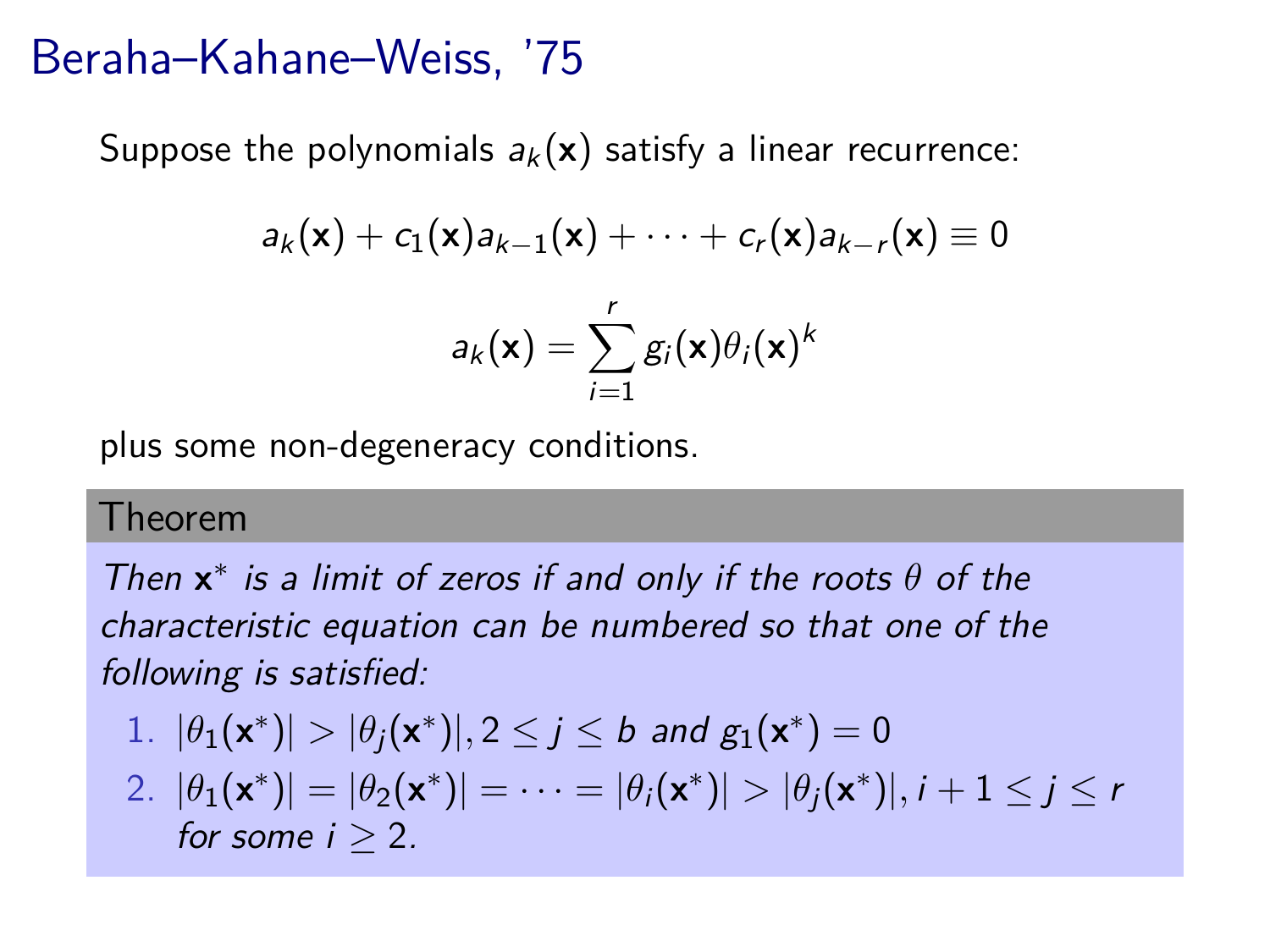# Beraha–Kahane–Weiss, '75

Suppose the polynomials $a_k(\mathbf{x})$ satisfy a linear recurrence:

$$a_k(\mathbf{x}) + c_1(\mathbf{x})a_{k-1}(\mathbf{x}) + \cdots + c_r(\mathbf{x})a_{k-r}(\mathbf{x}) \equiv 0$$

$$a_k(\mathbf{x}) = \sum_{i=1}^{r} g_i(\mathbf{x})\theta_i(\mathbf{x})^k$$

plus some non-degeneracy conditions.

**Theorem**

*Then $\mathbf{x}^*$ is a limit of zeros if and only if the roots $\theta$ of the characteristic equation can be numbered so that one of the following is satisfied:*

1. $|\theta_1(\mathbf{x}^*)| > |\theta_j(\mathbf{x}^*)|, 2 \leq j \leq b$ *and* $g_1(\mathbf{x}^*) = 0$
2. $|\theta_1(\mathbf{x}^*)| = |\theta_2(\mathbf{x}^*)| = \cdots = |\theta_i(\mathbf{x}^*)| > |\theta_j(\mathbf{x}^*)|, i+1 \leq j \leq r$ *for some* $i \geq 2$.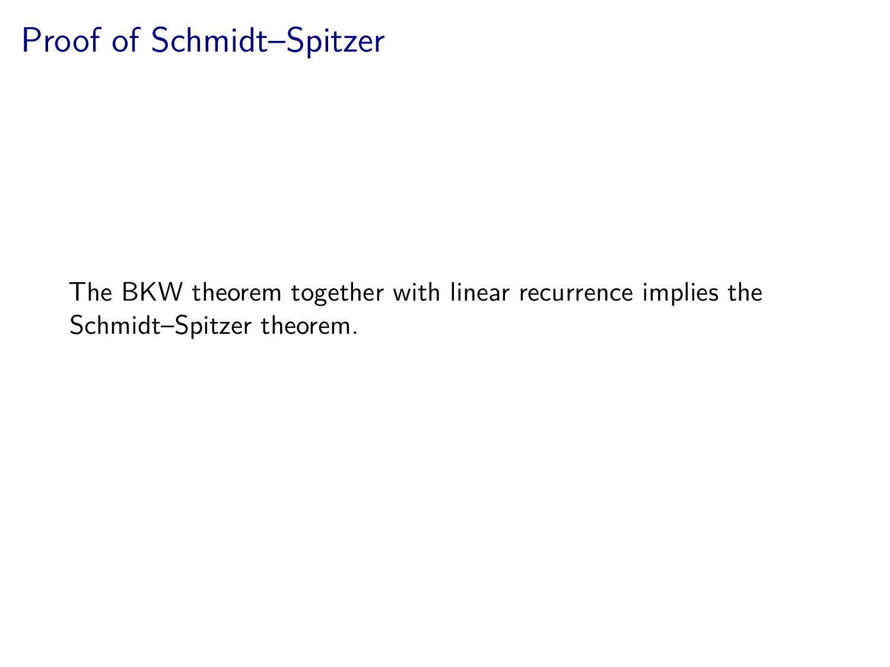# Proof of Schmidt–Spitzer

The BKW theorem together with linear recurrence implies the Schmidt–Spitzer theorem.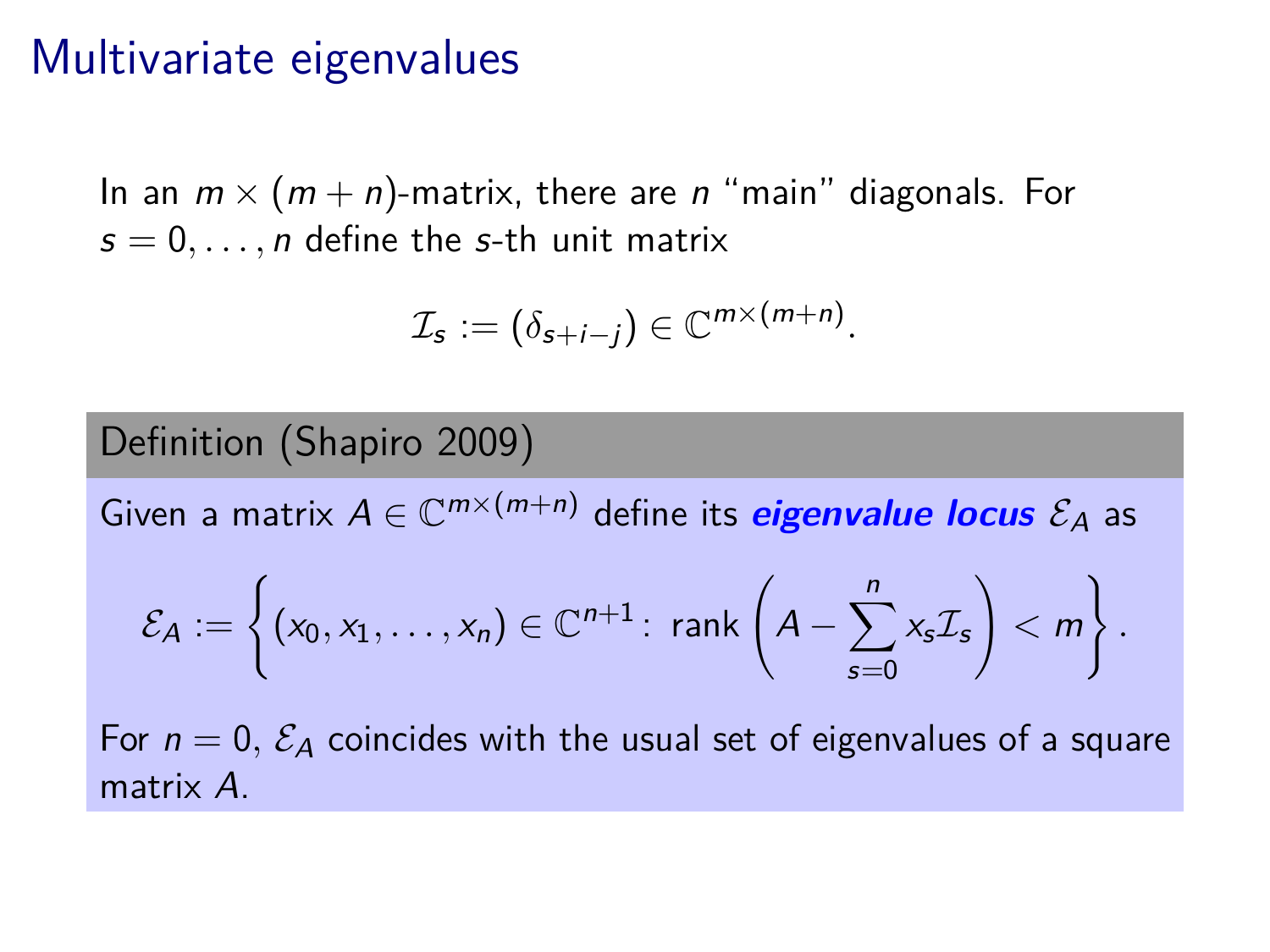# Multivariate eigenvalues

In an $m \times (m+n)$-matrix, there are $n$ "main" diagonals. For $s = 0, \ldots, n$ define the $s$-th unit matrix

$$\mathcal{I}_s := (\delta_{s+i-j}) \in \mathbb{C}^{m \times (m+n)}.$$

## Definition (Shapiro 2009)

Given a matrix $A \in \mathbb{C}^{m \times (m+n)}$ define its ***eigenvalue locus*** $\mathcal{E}_A$ as

$$\mathcal{E}_A := \left\{ (x_0, x_1, \ldots, x_n) \in \mathbb{C}^{n+1} \colon \operatorname{rank} \left( A - \sum_{s=0}^{n} x_s \mathcal{I}_s \right) < m \right\}.$$

For $n = 0$, $\mathcal{E}_A$ coincides with the usual set of eigenvalues of a square matrix $A$.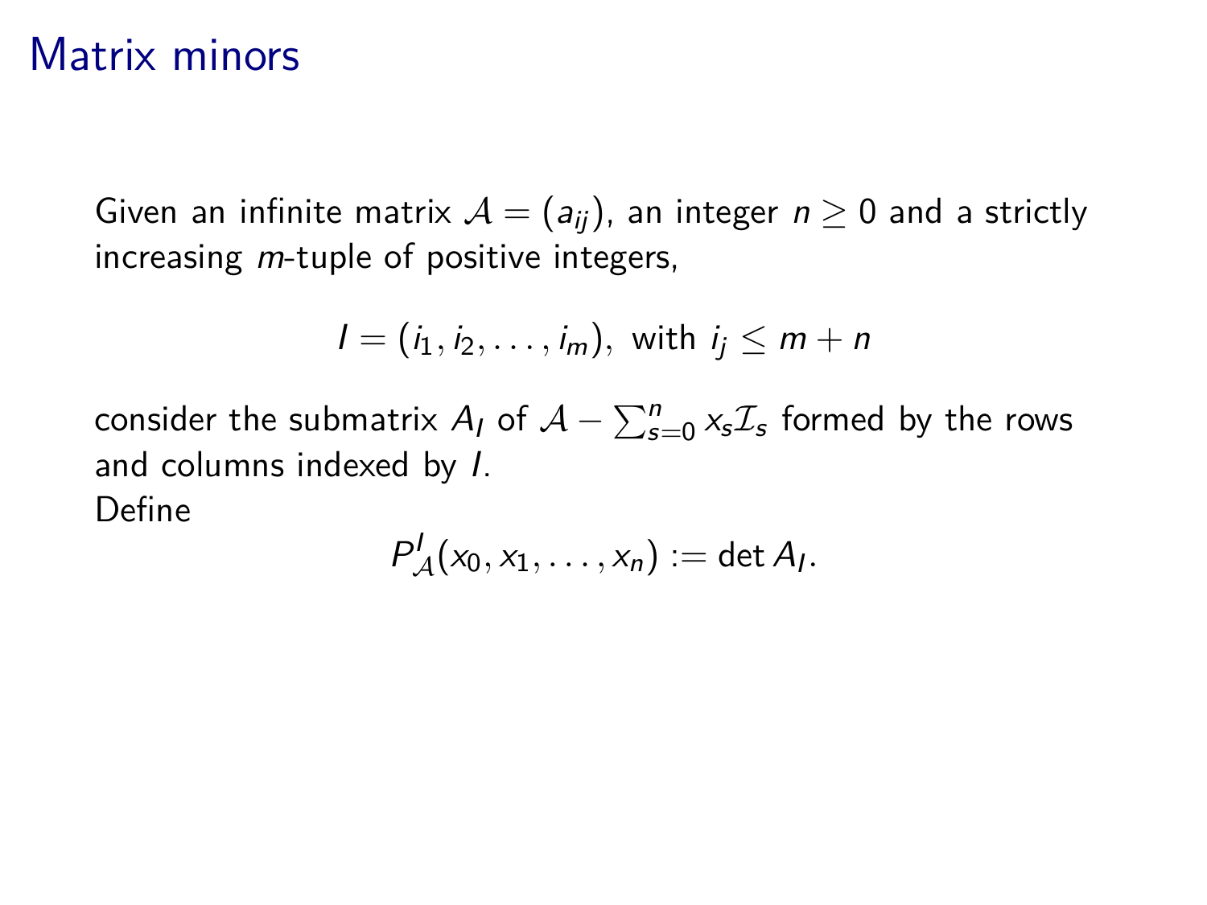# Matrix minors

Given an infinite matrix $\mathcal{A} = (a_{ij})$, an integer $n \geq 0$ and a strictly increasing $m$-tuple of positive integers,

$$I = (i_1, i_2, \ldots, i_m), \text{ with } i_j \leq m + n$$

consider the submatrix $A_I$ of $\mathcal{A} - \sum_{s=0}^{n} x_s \mathcal{I}_s$ formed by the rows and columns indexed by $I$.
Define

$$P_{\mathcal{A}}^{I}(x_0, x_1, \ldots, x_n) := \det A_I.$$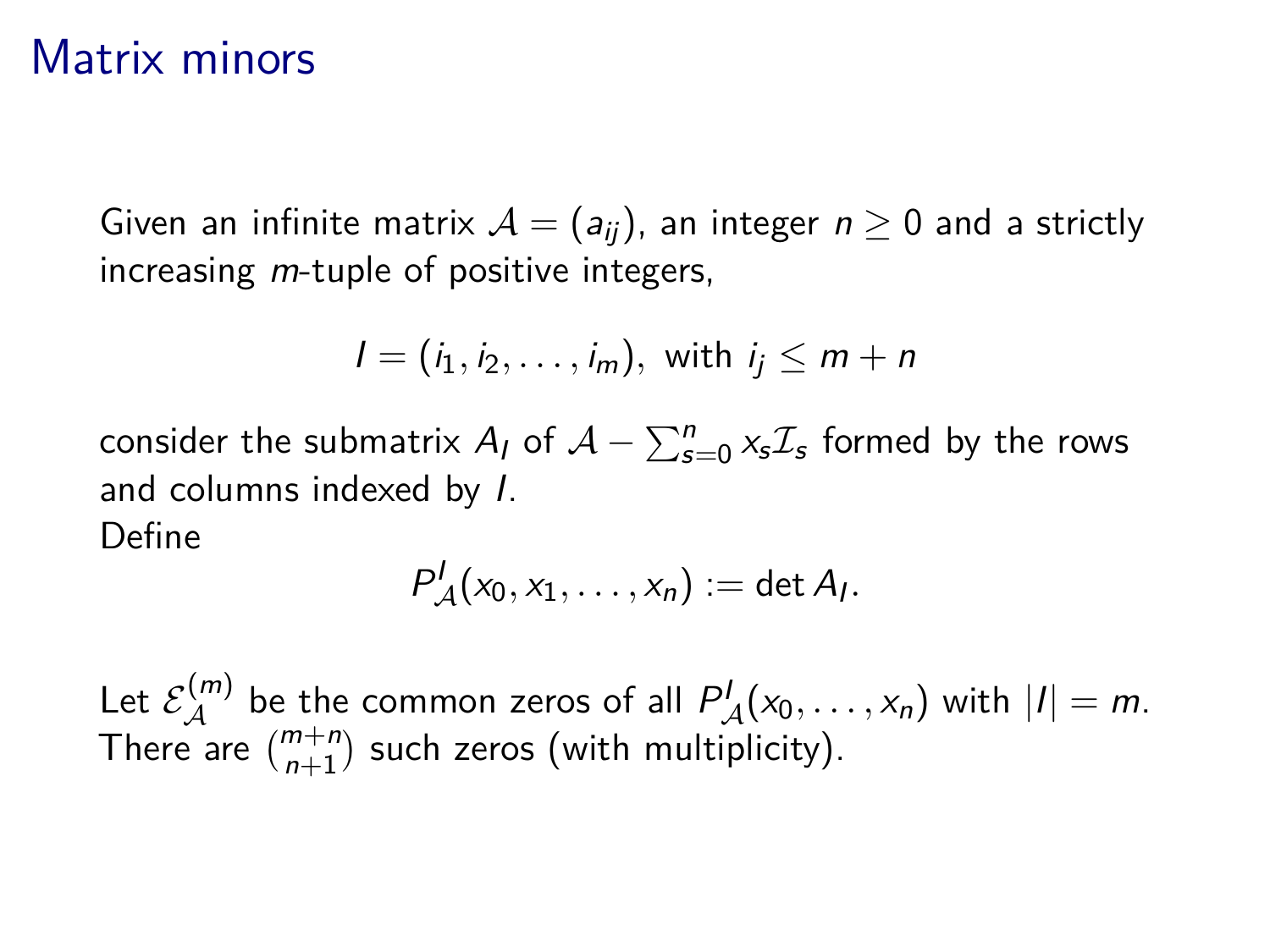# Matrix minors

Given an infinite matrix $\mathcal{A} = (a_{ij})$, an integer $n \geq 0$ and a strictly increasing $m$-tuple of positive integers,

$$I = (i_1, i_2, \ldots, i_m), \text{ with } i_j \leq m + n$$

consider the submatrix $A_I$ of $\mathcal{A} - \sum_{s=0}^{n} x_s \mathcal{I}_s$ formed by the rows and columns indexed by $I$.

Define

$$P_{\mathcal{A}}^{I}(x_0, x_1, \ldots, x_n) := \det A_I.$$

Let $\mathcal{E}_{\mathcal{A}}^{(m)}$ be the common zeros of all $P_{\mathcal{A}}^{I}(x_0, \ldots, x_n)$ with $|I| = m$. There are $\binom{m+n}{n+1}$ such zeros (with multiplicity).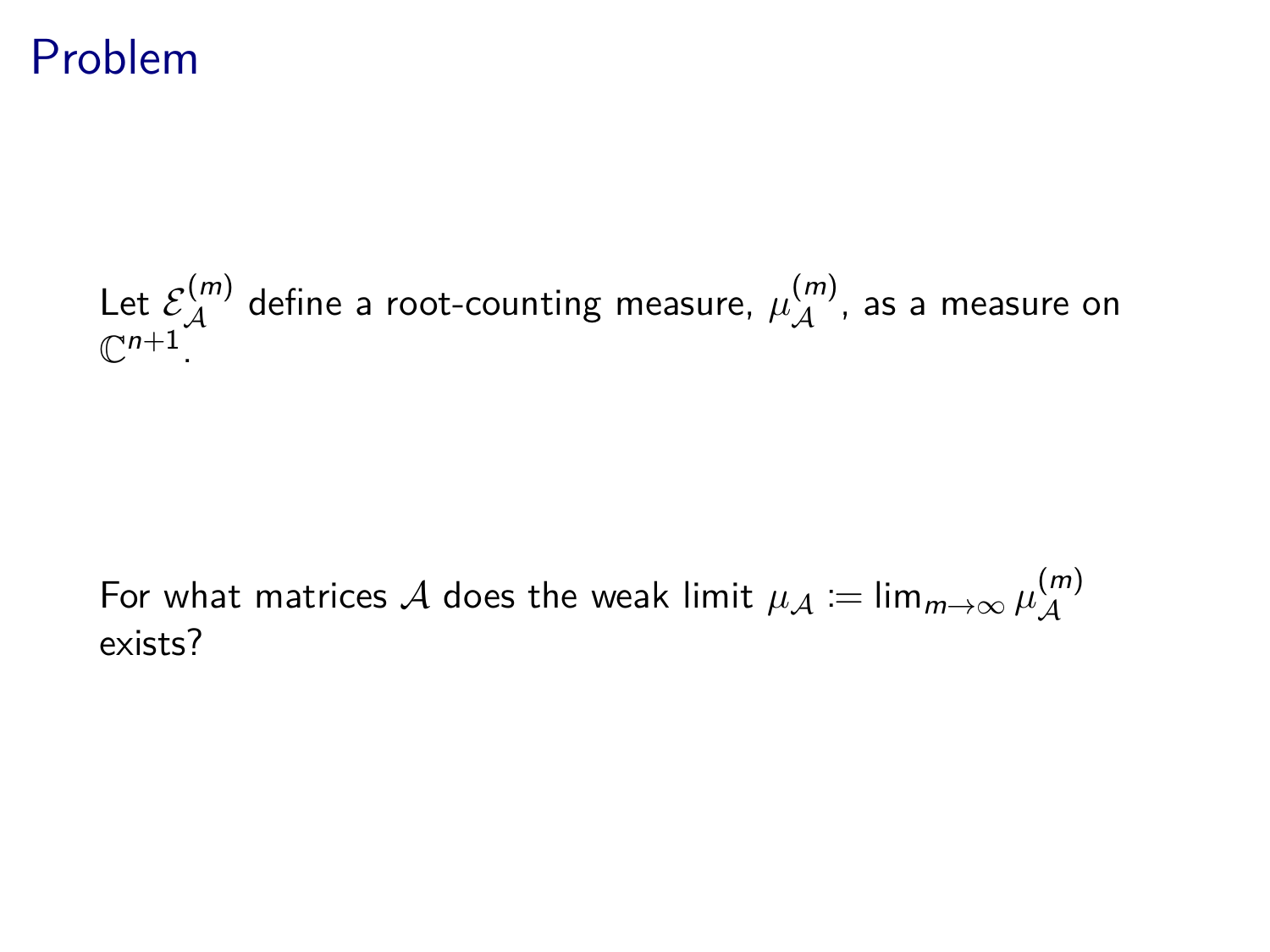# Problem

Let $\mathcal{E}_{\mathcal{A}}^{(m)}$ define a root-counting measure, $\mu_{\mathcal{A}}^{(m)}$, as a measure on $\mathbb{C}^{n+1}$.

For what matrices $\mathcal{A}$ does the weak limit $\mu_{\mathcal{A}} := \lim_{m\to\infty} \mu_{\mathcal{A}}^{(m)}$ exists?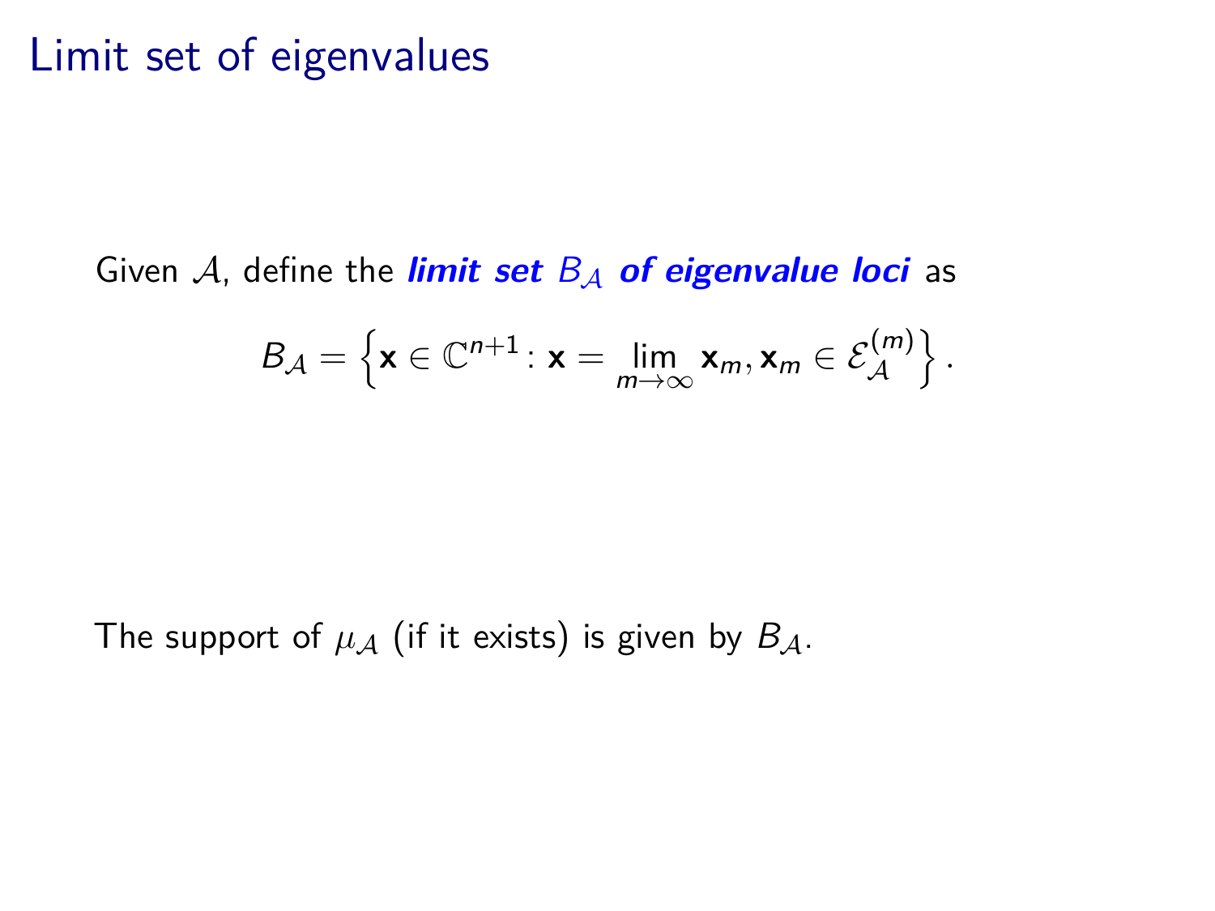# Limit set of eigenvalues

Given $\mathcal{A}$, define the ***limit set $B_{\mathcal{A}}$ of eigenvalue loci*** as

$$B_{\mathcal{A}} = \left\{ \mathbf{x} \in \mathbb{C}^{n+1} \colon \mathbf{x} = \lim_{m \to \infty} \mathbf{x}_m, \mathbf{x}_m \in \mathcal{E}_{\mathcal{A}}^{(m)} \right\}.$$

The support of $\mu_{\mathcal{A}}$ (if it exists) is given by $B_{\mathcal{A}}$.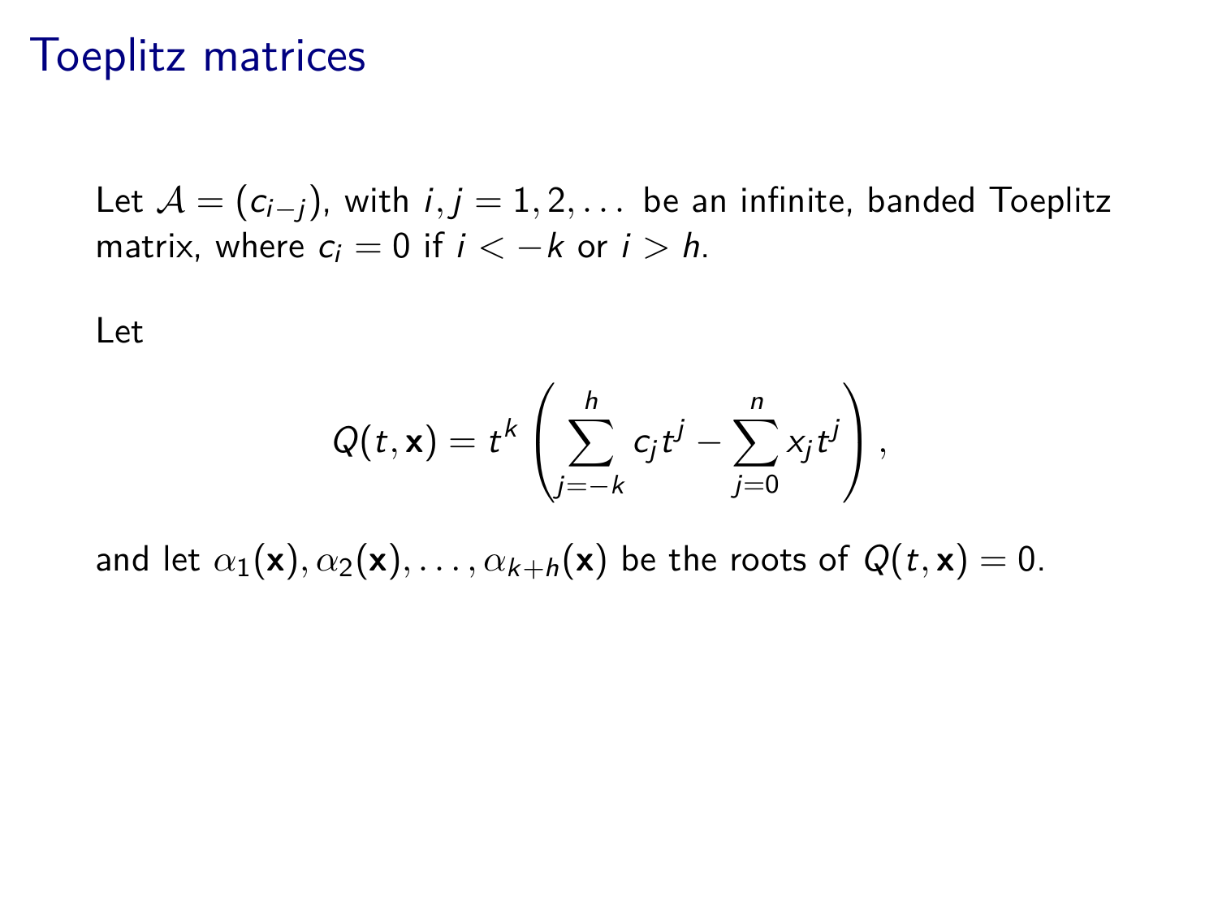# Toeplitz matrices

Let $\mathcal{A} = (c_{i-j})$, with $i, j = 1, 2, \dots$ be an infinite, banded Toeplitz matrix, where $c_i = 0$ if $i < -k$ or $i > h$.

Let

$$Q(t, \mathbf{x}) = t^k \left( \sum_{j=-k}^{h} c_j t^j - \sum_{j=0}^{n} x_j t^j \right),$$

and let $\alpha_1(\mathbf{x}), \alpha_2(\mathbf{x}), \dots, \alpha_{k+h}(\mathbf{x})$ be the roots of $Q(t, \mathbf{x}) = 0$.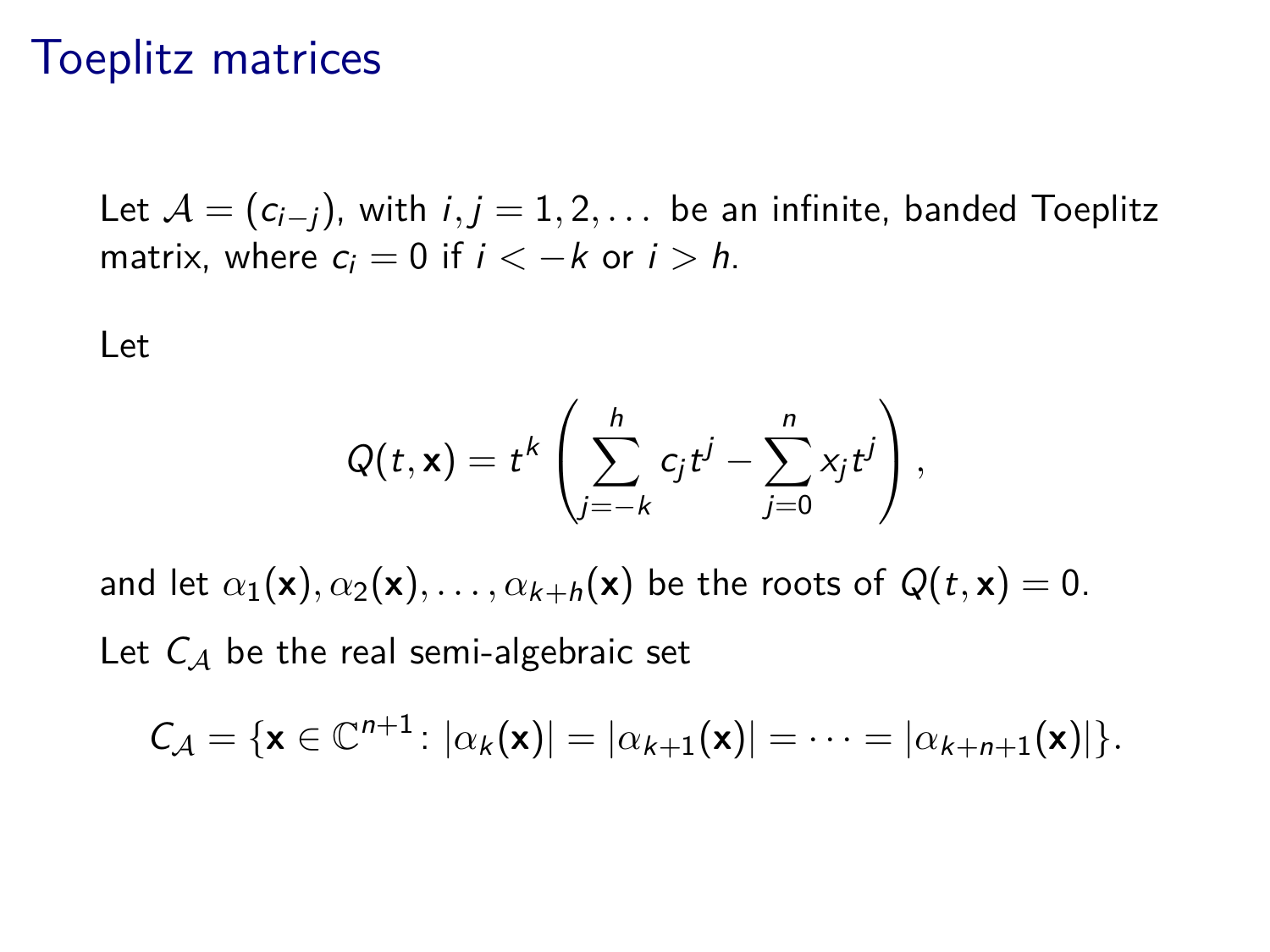# Toeplitz matrices

Let $\mathcal{A} = (c_{i-j})$, with $i, j = 1, 2, \ldots$ be an infinite, banded Toeplitz matrix, where $c_i = 0$ if $i < -k$ or $i > h$.

Let

$$Q(t, \mathbf{x}) = t^k \left( \sum_{j=-k}^{h} c_j t^j - \sum_{j=0}^{n} x_j t^j \right),$$

and let $\alpha_1(\mathbf{x}), \alpha_2(\mathbf{x}), \ldots, \alpha_{k+h}(\mathbf{x})$ be the roots of $Q(t, \mathbf{x}) = 0$.

Let $C_{\mathcal{A}}$ be the real semi-algebraic set

$$C_{\mathcal{A}} = \{\mathbf{x} \in \mathbb{C}^{n+1} \colon |\alpha_k(\mathbf{x})| = |\alpha_{k+1}(\mathbf{x})| = \cdots = |\alpha_{k+n+1}(\mathbf{x})|\}.$$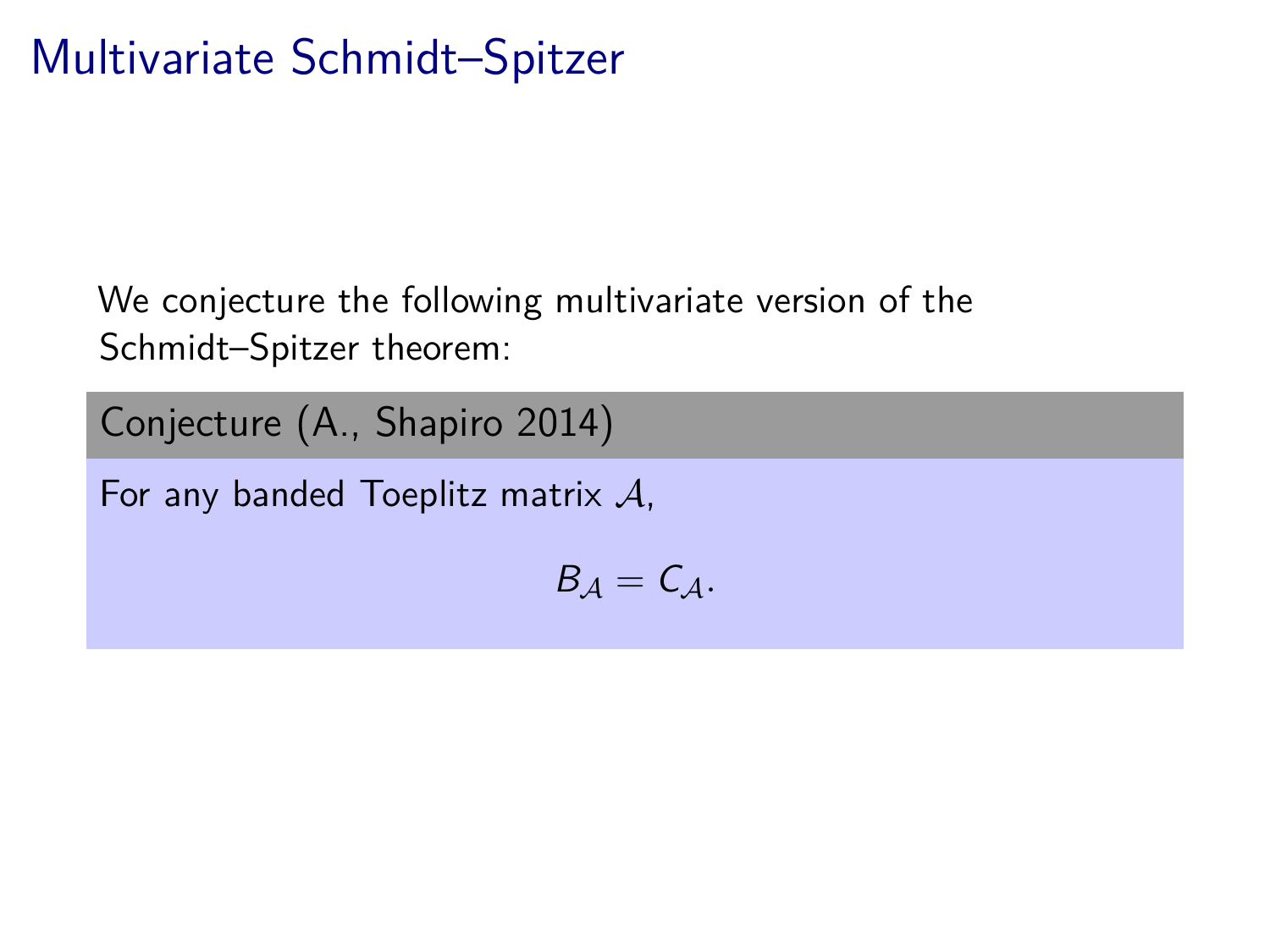# Multivariate Schmidt–Spitzer

We conjecture the following multivariate version of the Schmidt–Spitzer theorem:

**Conjecture (A., Shapiro 2014)**

For any banded Toeplitz matrix $\mathcal{A}$,

$$B_{\mathcal{A}} = C_{\mathcal{A}}.$$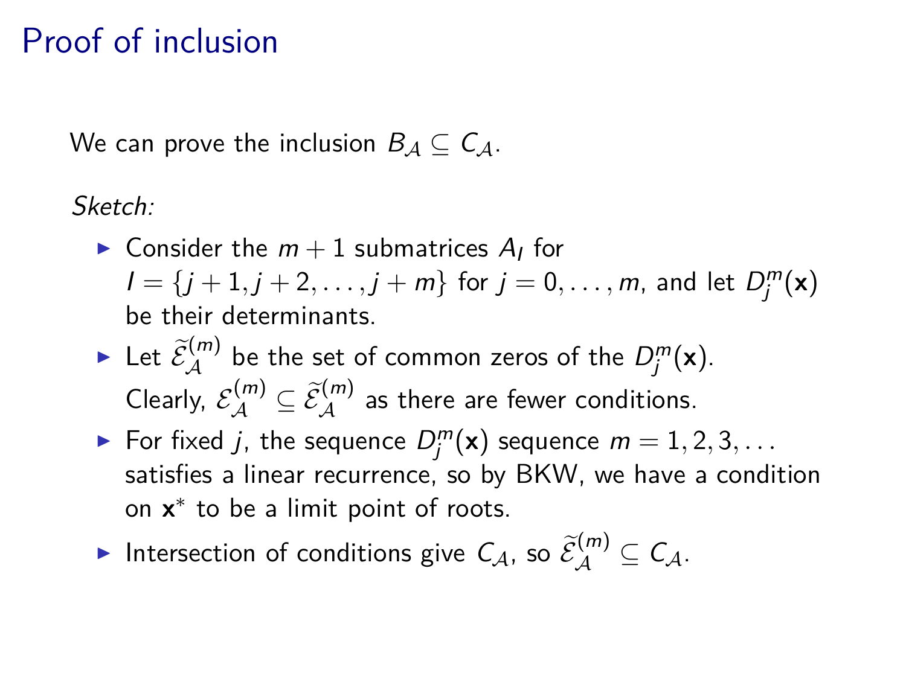# Proof of inclusion

We can prove the inclusion $B_{\mathcal{A}} \subseteq C_{\mathcal{A}}$.

*Sketch:*

- Consider the $m+1$ submatrices $A_I$ for $I = \{j+1, j+2, \ldots, j+m\}$ for $j = 0, \ldots, m$, and let $D_j^m(\mathbf{x})$ be their determinants.
- Let $\widetilde{\mathcal{E}}_{\mathcal{A}}^{(m)}$ be the set of common zeros of the $D_j^m(\mathbf{x})$. Clearly, $\mathcal{E}_{\mathcal{A}}^{(m)} \subseteq \widetilde{\mathcal{E}}_{\mathcal{A}}^{(m)}$ as there are fewer conditions.
- For fixed $j$, the sequence $D_j^m(\mathbf{x})$ sequence $m = 1, 2, 3, \ldots$ satisfies a linear recurrence, so by BKW, we have a condition on $\mathbf{x}^*$ to be a limit point of roots.
- Intersection of conditions give $C_{\mathcal{A}}$, so $\widetilde{\mathcal{E}}_{\mathcal{A}}^{(m)} \subseteq C_{\mathcal{A}}$.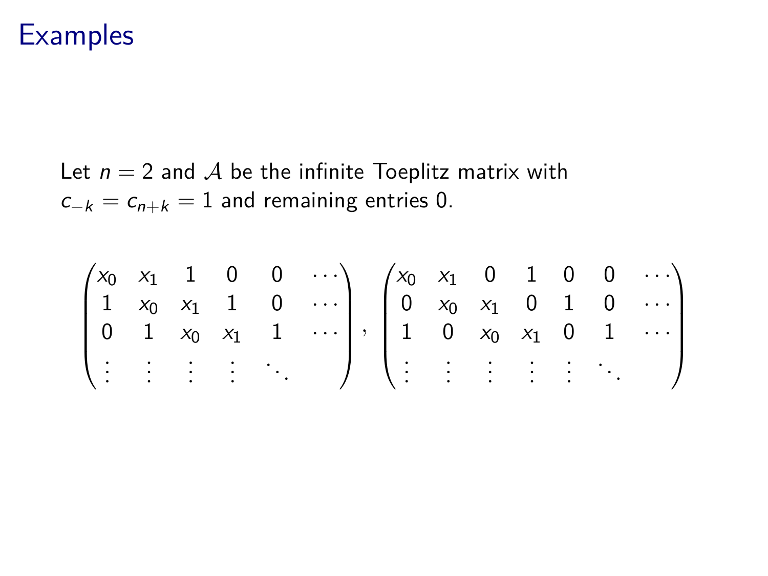# Examples

Let $n = 2$ and $\mathcal{A}$ be the infinite Toeplitz matrix with $c_{-k} = c_{n+k} = 1$ and remaining entries 0.

$$
\begin{pmatrix}
x_0 & x_1 & 1 & 0 & 0 & \cdots \\
1 & x_0 & x_1 & 1 & 0 & \cdots \\
0 & 1 & x_0 & x_1 & 1 & \cdots \\
\vdots & \vdots & \vdots & \vdots & \ddots &
\end{pmatrix},
\quad
\begin{pmatrix}
x_0 & x_1 & 0 & 1 & 0 & 0 & \cdots \\
0 & x_0 & x_1 & 0 & 1 & 0 & \cdots \\
1 & 0 & x_0 & x_1 & 0 & 1 & \cdots \\
\vdots & \vdots & \vdots & \vdots & \vdots & \ddots &
\end{pmatrix}
$$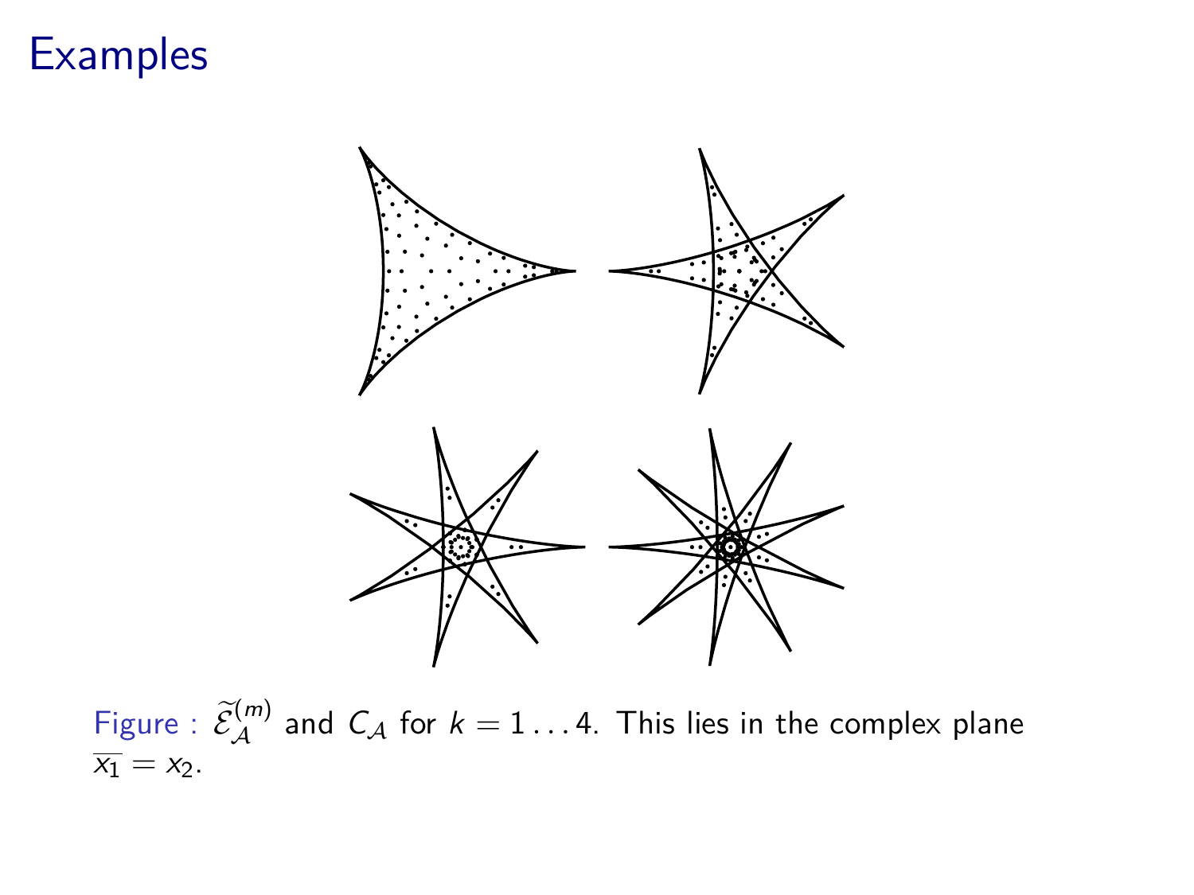# Examples

Figure : $\widetilde{\mathcal{E}}_{\mathcal{A}}^{(m)}$ and $C_{\mathcal{A}}$ for $k = 1 \dots 4$. This lies in the complex plane $\overline{x_1} = x_2$.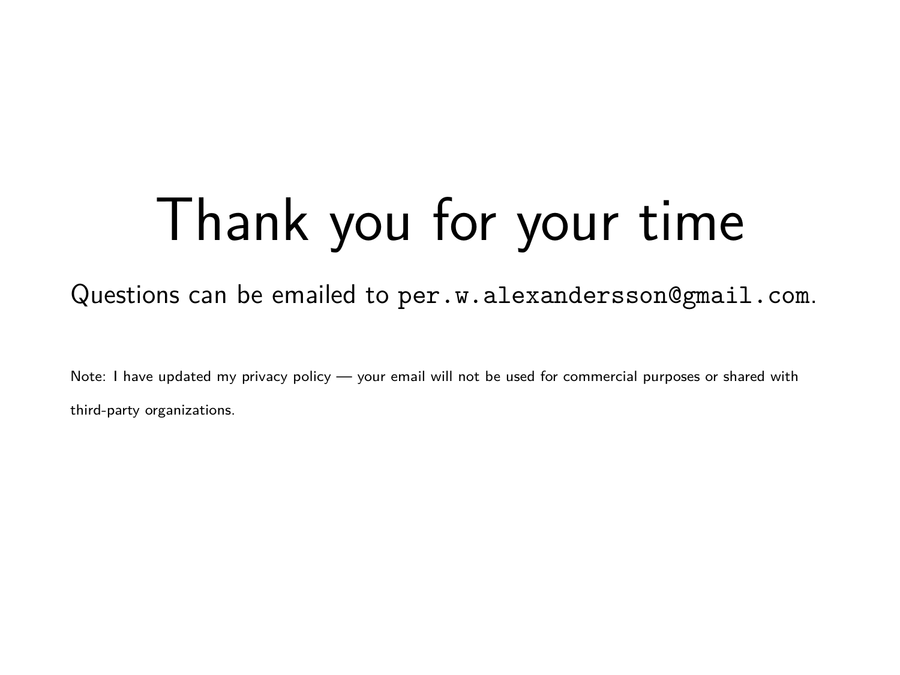# Thank you for your time

Questions can be emailed to `per.w.alexandersson@gmail.com`.

Note: I have updated my privacy policy — your email will not be used for commercial purposes or shared with third-party organizations.